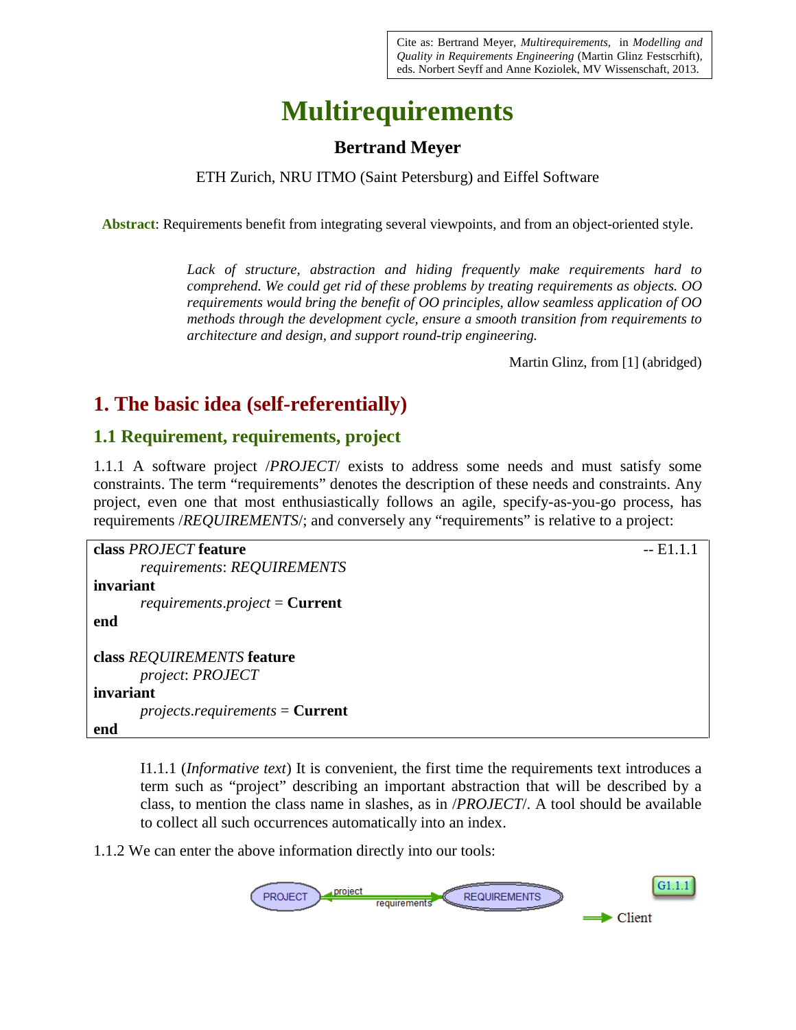Cite as: Bertrand Meyer, *Multirequirements*, in *Modelling and Quality in Requirements Engineering* (Martin Glinz Festscrhift), eds. Norbert Seyff and Anne Koziolek, MV Wissenschaft, 2013.

# Multirequirements

**Bertrand Meyer**

ETH Zurich, NRU ITMO (Saint Petersburg) and Eiffel Software

**Abstract**: Requirements benefit from integrating several viewpoints, and from an object-oriented style.

> *Lack of structure, abstraction and hiding frequently make requirements hard to comprehend. We could get rid of these problems by treating requirements as objects. OO requirements would bring the benefit of OO principles, allow seamless application of OO methods through the development cycle, ensure a smooth transition from requirements to architecture and design, and support round-trip engineering.*
>
> Martin Glinz, from [1] (abridged)

## 1. The basic idea (self-referentially)

### 1.1 Requirement, requirements, project

1.1.1 A software project /*PROJECT*/ exists to address some needs and must satisfy some constraints. The term "requirements" denotes the description of these needs and constraints. Any project, even one that most enthusiastically follows an agile, specify-as-you-go process, has requirements /*REQUIREMENTS*/; and conversely any "requirements" is relative to a project:

```
class PROJECT feature                                    -- E1.1.1
        requirements: REQUIREMENTS
invariant
        requirements.project = Current
end

class REQUIREMENTS feature
        project: PROJECT
invariant
        projects.requirements = Current
end
```

> I1.1.1 (*Informative text*) It is convenient, the first time the requirements text introduces a term such as "project" describing an important abstraction that will be described by a class, to mention the class name in slashes, as in /*PROJECT*/. A tool should be available to collect all such occurrences automatically into an index.

1.1.2 We can enter the above information directly into our tools:

PROJECT —project / requirements— REQUIREMENTS   G1.1.1   ⟹ Client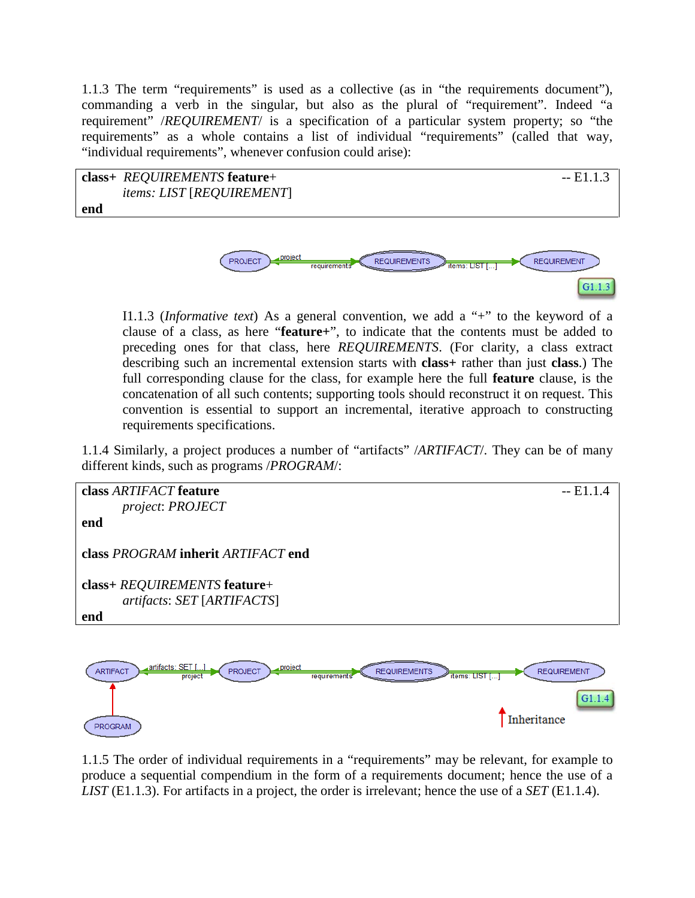1.1.3 The term "requirements" is used as a collective (as in "the requirements document"), commanding a verb in the singular, but also as the plural of "requirement". Indeed "a requirement" /*REQUIREMENT*/ is a specification of a particular system property; so "the requirements" as a whole contains a list of individual "requirements" (called that way, "individual requirements", whenever confusion could arise):

```
class+ REQUIREMENTS feature+                                    -- E1.1.3
        items: LIST [REQUIREMENT]
end
```

PROJECT —project / requirements— REQUIREMENTS —items: LIST [...]— REQUIREMENT

G1.1.3

I1.1.3 (*Informative text*) As a general convention, we add a "+" to the keyword of a clause of a class, as here "**feature+**", to indicate that the contents must be added to preceding ones for that class, here *REQUIREMENTS*. (For clarity, a class extract describing such an incremental extension starts with **class+** rather than just **class**.) The full corresponding clause for the class, for example here the full **feature** clause, is the concatenation of all such contents; supporting tools should reconstruct it on request. This convention is essential to support an incremental, iterative approach to constructing requirements specifications.

1.1.4 Similarly, a project produces a number of "artifacts" /*ARTIFACT*/. They can be of many different kinds, such as programs /*PROGRAM*/:

```
class ARTIFACT feature                                          -- E1.1.4
        project: PROJECT
end

class PROGRAM inherit ARTIFACT end

class+ REQUIREMENTS feature+
        artifacts: SET [ARTIFACTS]
end
```

ARTIFACT —artifacts: SET [...] / project— PROJECT —project / requirements— REQUIREMENTS —items: LIST [...]— REQUIREMENT

PROGRAM (inherits ARTIFACT)

G1.1.4

Inheritance

1.1.5 The order of individual requirements in a "requirements" may be relevant, for example to produce a sequential compendium in the form of a requirements document; hence the use of a *LIST* (E1.1.3). For artifacts in a project, the order is irrelevant; hence the use of a *SET* (E1.1.4).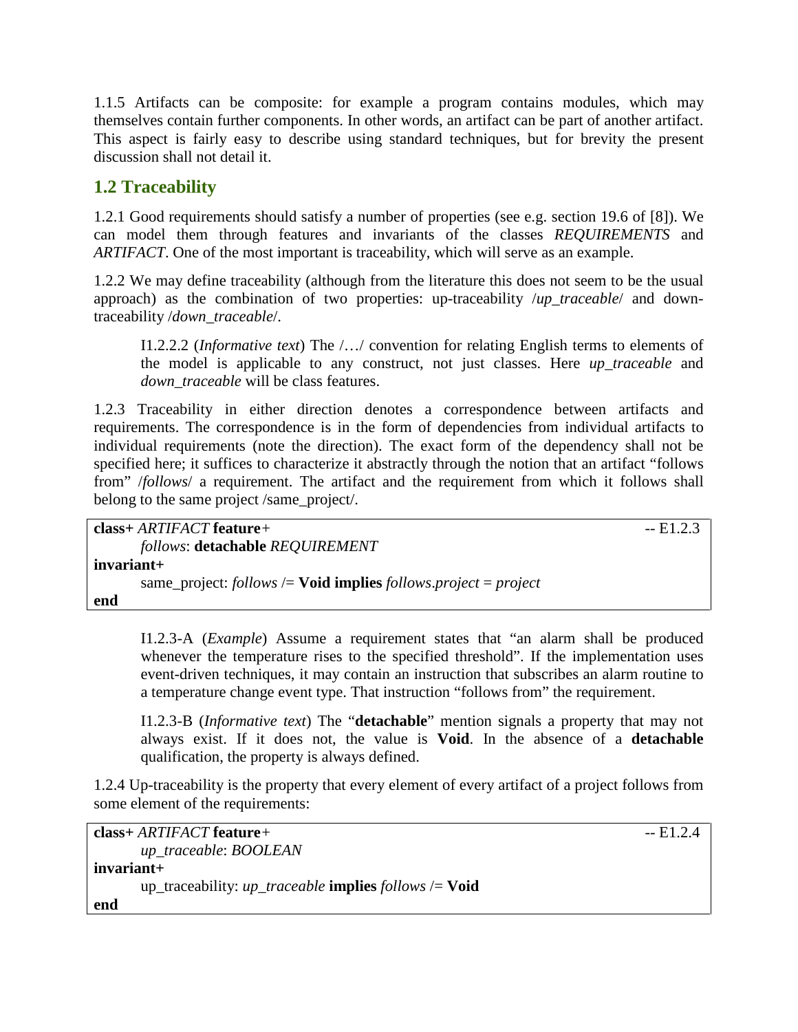1.1.5 Artifacts can be composite: for example a program contains modules, which may themselves contain further components. In other words, an artifact can be part of another artifact. This aspect is fairly easy to describe using standard techniques, but for brevity the present discussion shall not detail it.

## 1.2 Traceability

1.2.1 Good requirements should satisfy a number of properties (see e.g. section 19.6 of [8]). We can model them through features and invariants of the classes *REQUIREMENTS* and *ARTIFACT*. One of the most important is traceability, which will serve as an example.

1.2.2 We may define traceability (although from the literature this does not seem to be the usual approach) as the combination of two properties: up-traceability /*up_traceable*/ and down-traceability /*down_traceable*/.

> I1.2.2.2 (*Informative text*) The /…/ convention for relating English terms to elements of the model is applicable to any construct, not just classes. Here *up_traceable* and *down_traceable* will be class features.

1.2.3 Traceability in either direction denotes a correspondence between artifacts and requirements. The correspondence is in the form of dependencies from individual artifacts to individual requirements (note the direction). The exact form of the dependency shall not be specified here; it suffices to characterize it abstractly through the notion that an artifact "follows from" /*follows*/ a requirement. The artifact and the requirement from which it follows shall belong to the same project /same_project/.

```
class+ ARTIFACT feature+                                          -- E1.2.3
        follows: detachable REQUIREMENT
invariant+
        same_project: follows /= Void implies follows.project = project
end
```

> I1.2.3-A (*Example*) Assume a requirement states that "an alarm shall be produced whenever the temperature rises to the specified threshold". If the implementation uses event-driven techniques, it may contain an instruction that subscribes an alarm routine to a temperature change event type. That instruction "follows from" the requirement.

> I1.2.3-B (*Informative text*) The "**detachable**" mention signals a property that may not always exist. If it does not, the value is **Void**. In the absence of a **detachable** qualification, the property is always defined.

1.2.4 Up-traceability is the property that every element of every artifact of a project follows from some element of the requirements:

```
class+ ARTIFACT feature+                                          -- E1.2.4
        up_traceable: BOOLEAN
invariant+
        up_traceability: up_traceable implies follows /= Void
end
```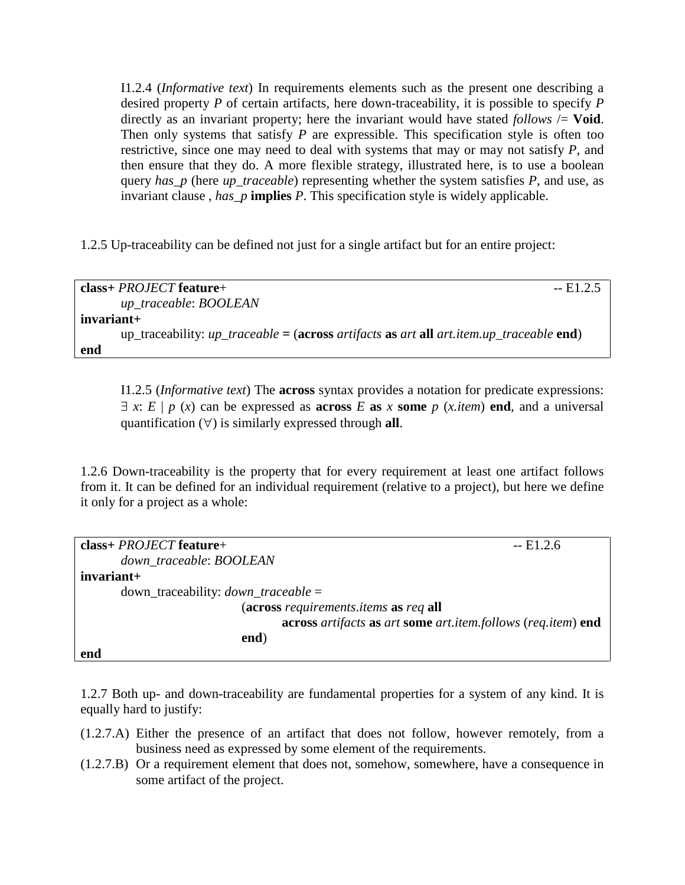I1.2.4 (*Informative text*) In requirements elements such as the present one describing a desired property *P* of certain artifacts, here down-traceability, it is possible to specify *P* directly as an invariant property; here the invariant would have stated *follows* /= **Void**. Then only systems that satisfy *P* are expressible. This specification style is often too restrictive, since one may need to deal with systems that may or may not satisfy *P*, and then ensure that they do. A more flexible strategy, illustrated here, is to use a boolean query *has_p* (here *up_traceable*) representing whether the system satisfies *P*, and use, as invariant clause , *has_p* **implies** *P*. This specification style is widely applicable.

1.2.5 Up-traceability can be defined not just for a single artifact but for an entire project:

```
class+ PROJECT feature+                                                          -- E1.2.5
        up_traceable: BOOLEAN
invariant+
        up_traceability: up_traceable = (across artifacts as art all art.item.up_traceable end)
end
```

I1.2.5 (*Informative text*) The **across** syntax provides a notation for predicate expressions: $\exists\ x$: *E* | *p* (*x*) can be expressed as **across** *E* **as** *x* **some** *p* (*x.item*) **end**, and a universal quantification ($\forall$) is similarly expressed through **all**.

1.2.6 Down-traceability is the property that for every requirement at least one artifact follows from it. It can be defined for an individual requirement (relative to a project), but here we define it only for a project as a whole:

```
class+ PROJECT feature+                                                  -- E1.2.6
        down_traceable: BOOLEAN
invariant+
        down_traceability: down_traceable =
                        (across requirements.items as req all
                                across artifacts as art some art.item.follows (req.item) end
                        end)
end
```

1.2.7 Both up- and down-traceability are fundamental properties for a system of any kind. It is equally hard to justify:

- (1.2.7.A) Either the presence of an artifact that does not follow, however remotely, from a business need as expressed by some element of the requirements.
- (1.2.7.B) Or a requirement element that does not, somehow, somewhere, have a consequence in some artifact of the project.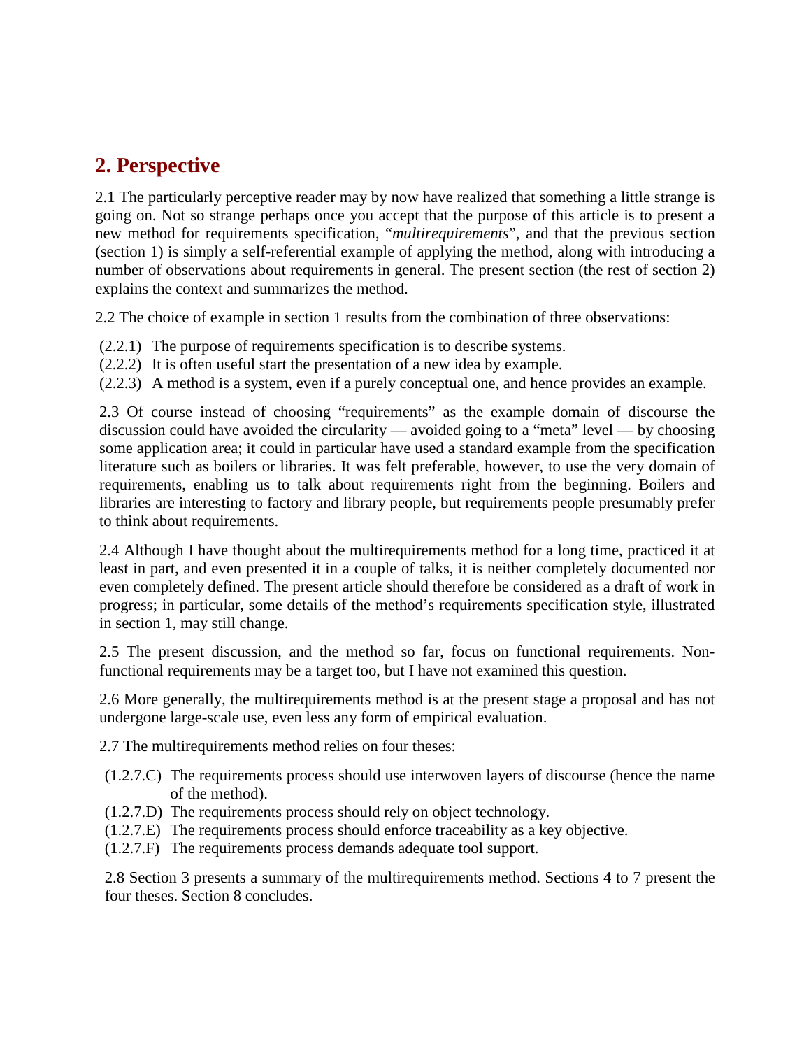## 2. Perspective

2.1 The particularly perceptive reader may by now have realized that something a little strange is going on. Not so strange perhaps once you accept that the purpose of this article is to present a new method for requirements specification, "*multirequirements*", and that the previous section (section 1) is simply a self-referential example of applying the method, along with introducing a number of observations about requirements in general. The present section (the rest of section 2) explains the context and summarizes the method.

2.2 The choice of example in section 1 results from the combination of three observations:

(2.2.1) The purpose of requirements specification is to describe systems.
(2.2.2) It is often useful start the presentation of a new idea by example.
(2.2.3) A method is a system, even if a purely conceptual one, and hence provides an example.

2.3 Of course instead of choosing "requirements" as the example domain of discourse the discussion could have avoided the circularity — avoided going to a "meta" level — by choosing some application area; it could in particular have used a standard example from the specification literature such as boilers or libraries. It was felt preferable, however, to use the very domain of requirements, enabling us to talk about requirements right from the beginning. Boilers and libraries are interesting to factory and library people, but requirements people presumably prefer to think about requirements.

2.4 Although I have thought about the multirequirements method for a long time, practiced it at least in part, and even presented it in a couple of talks, it is neither completely documented nor even completely defined. The present article should therefore be considered as a draft of work in progress; in particular, some details of the method's requirements specification style, illustrated in section 1, may still change.

2.5 The present discussion, and the method so far, focus on functional requirements. Non-functional requirements may be a target too, but I have not examined this question.

2.6 More generally, the multirequirements method is at the present stage a proposal and has not undergone large-scale use, even less any form of empirical evaluation.

2.7 The multirequirements method relies on four theses:

(1.2.7.C) The requirements process should use interwoven layers of discourse (hence the name of the method).
(1.2.7.D) The requirements process should rely on object technology.
(1.2.7.E) The requirements process should enforce traceability as a key objective.
(1.2.7.F) The requirements process demands adequate tool support.

2.8 Section 3 presents a summary of the multirequirements method. Sections 4 to 7 present the four theses. Section 8 concludes.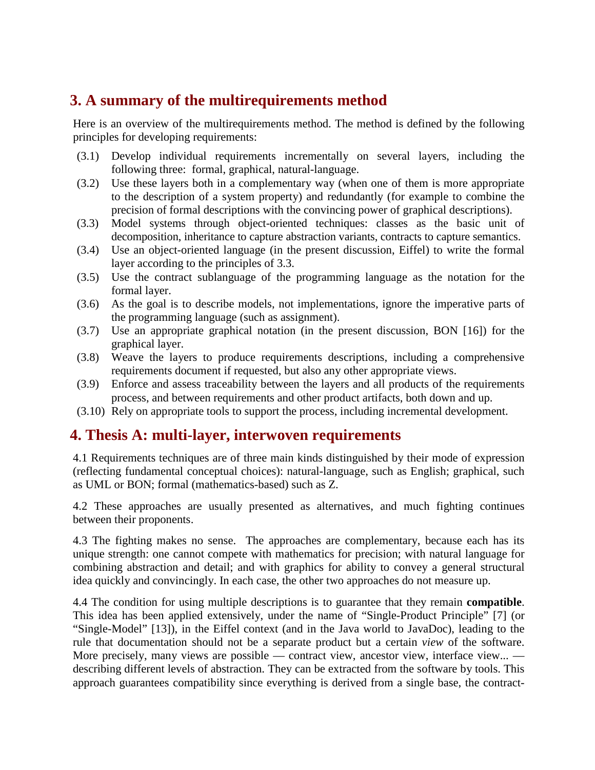## 3. A summary of the multirequirements method

Here is an overview of the multirequirements method. The method is defined by the following principles for developing requirements:

- (3.1) Develop individual requirements incrementally on several layers, including the following three: formal, graphical, natural-language.
- (3.2) Use these layers both in a complementary way (when one of them is more appropriate to the description of a system property) and redundantly (for example to combine the precision of formal descriptions with the convincing power of graphical descriptions).
- (3.3) Model systems through object-oriented techniques: classes as the basic unit of decomposition, inheritance to capture abstraction variants, contracts to capture semantics.
- (3.4) Use an object-oriented language (in the present discussion, Eiffel) to write the formal layer according to the principles of 3.3.
- (3.5) Use the contract sublanguage of the programming language as the notation for the formal layer.
- (3.6) As the goal is to describe models, not implementations, ignore the imperative parts of the programming language (such as assignment).
- (3.7) Use an appropriate graphical notation (in the present discussion, BON [16]) for the graphical layer.
- (3.8) Weave the layers to produce requirements descriptions, including a comprehensive requirements document if requested, but also any other appropriate views.
- (3.9) Enforce and assess traceability between the layers and all products of the requirements process, and between requirements and other product artifacts, both down and up.
- (3.10) Rely on appropriate tools to support the process, including incremental development.

## 4. Thesis A: multi-layer, interwoven requirements

4.1 Requirements techniques are of three main kinds distinguished by their mode of expression (reflecting fundamental conceptual choices): natural-language, such as English; graphical, such as UML or BON; formal (mathematics-based) such as Z.

4.2 These approaches are usually presented as alternatives, and much fighting continues between their proponents.

4.3 The fighting makes no sense. The approaches are complementary, because each has its unique strength: one cannot compete with mathematics for precision; with natural language for combining abstraction and detail; and with graphics for ability to convey a general structural idea quickly and convincingly. In each case, the other two approaches do not measure up.

4.4 The condition for using multiple descriptions is to guarantee that they remain **compatible**. This idea has been applied extensively, under the name of "Single-Product Principle" [7] (or "Single-Model" [13]), in the Eiffel context (and in the Java world to JavaDoc), leading to the rule that documentation should not be a separate product but a certain *view* of the software. More precisely, many views are possible — contract view, ancestor view, interface view... — describing different levels of abstraction. They can be extracted from the software by tools. This approach guarantees compatibility since everything is derived from a single base, the contract-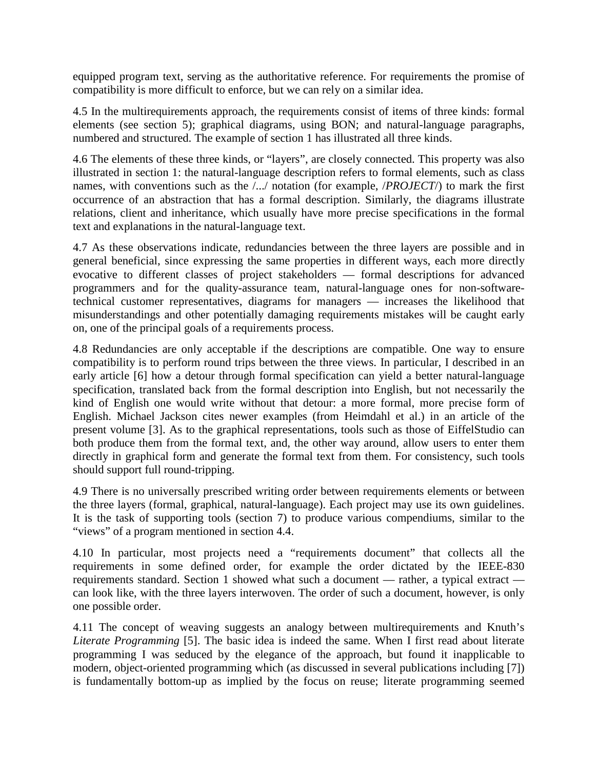equipped program text, serving as the authoritative reference. For requirements the promise of compatibility is more difficult to enforce, but we can rely on a similar idea.

4.5 In the multirequirements approach, the requirements consist of items of three kinds: formal elements (see section 5); graphical diagrams, using BON; and natural-language paragraphs, numbered and structured. The example of section 1 has illustrated all three kinds.

4.6 The elements of these three kinds, or "layers", are closely connected. This property was also illustrated in section 1: the natural-language description refers to formal elements, such as class names, with conventions such as the /.../ notation (for example, /*PROJECT*/) to mark the first occurrence of an abstraction that has a formal description. Similarly, the diagrams illustrate relations, client and inheritance, which usually have more precise specifications in the formal text and explanations in the natural-language text.

4.7 As these observations indicate, redundancies between the three layers are possible and in general beneficial, since expressing the same properties in different ways, each more directly evocative to different classes of project stakeholders — formal descriptions for advanced programmers and for the quality-assurance team, natural-language ones for non-software-technical customer representatives, diagrams for managers — increases the likelihood that misunderstandings and other potentially damaging requirements mistakes will be caught early on, one of the principal goals of a requirements process.

4.8 Redundancies are only acceptable if the descriptions are compatible. One way to ensure compatibility is to perform round trips between the three views. In particular, I described in an early article [6] how a detour through formal specification can yield a better natural-language specification, translated back from the formal description into English, but not necessarily the kind of English one would write without that detour: a more formal, more precise form of English. Michael Jackson cites newer examples (from Heimdahl et al.) in an article of the present volume [3]. As to the graphical representations, tools such as those of EiffelStudio can both produce them from the formal text, and, the other way around, allow users to enter them directly in graphical form and generate the formal text from them. For consistency, such tools should support full round-tripping.

4.9 There is no universally prescribed writing order between requirements elements or between the three layers (formal, graphical, natural-language). Each project may use its own guidelines. It is the task of supporting tools (section 7) to produce various compendiums, similar to the "views" of a program mentioned in section 4.4.

4.10 In particular, most projects need a "requirements document" that collects all the requirements in some defined order, for example the order dictated by the IEEE-830 requirements standard. Section 1 showed what such a document — rather, a typical extract — can look like, with the three layers interwoven. The order of such a document, however, is only one possible order.

4.11 The concept of weaving suggests an analogy between multirequirements and Knuth's *Literate Programming* [5]. The basic idea is indeed the same. When I first read about literate programming I was seduced by the elegance of the approach, but found it inapplicable to modern, object-oriented programming which (as discussed in several publications including [7]) is fundamentally bottom-up as implied by the focus on reuse; literate programming seemed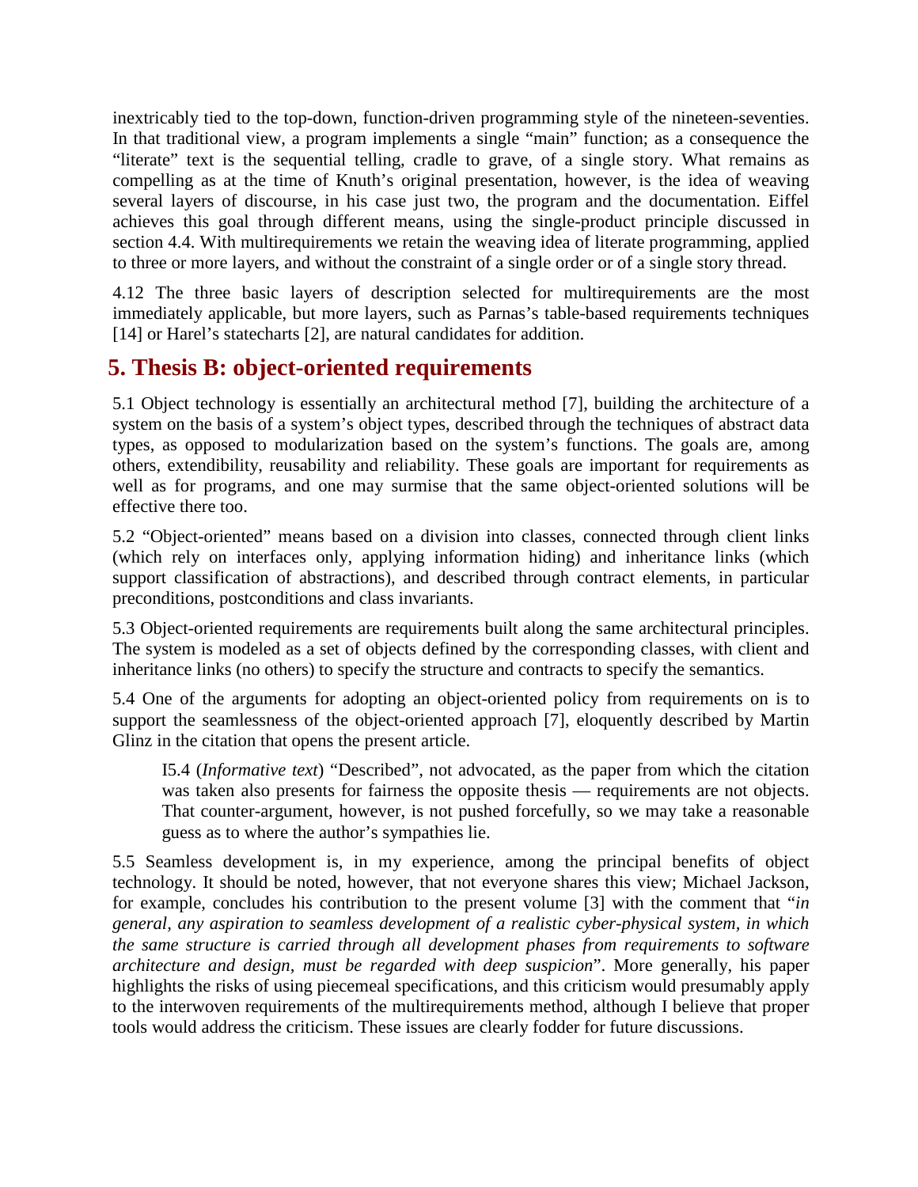inextricably tied to the top-down, function-driven programming style of the nineteen-seventies. In that traditional view, a program implements a single "main" function; as a consequence the "literate" text is the sequential telling, cradle to grave, of a single story. What remains as compelling as at the time of Knuth's original presentation, however, is the idea of weaving several layers of discourse, in his case just two, the program and the documentation. Eiffel achieves this goal through different means, using the single-product principle discussed in section 4.4. With multirequirements we retain the weaving idea of literate programming, applied to three or more layers, and without the constraint of a single order or of a single story thread.

4.12 The three basic layers of description selected for multirequirements are the most immediately applicable, but more layers, such as Parnas's table-based requirements techniques [14] or Harel's statecharts [2], are natural candidates for addition.

## 5. Thesis B: object-oriented requirements

5.1 Object technology is essentially an architectural method [7], building the architecture of a system on the basis of a system's object types, described through the techniques of abstract data types, as opposed to modularization based on the system's functions. The goals are, among others, extendibility, reusability and reliability. These goals are important for requirements as well as for programs, and one may surmise that the same object-oriented solutions will be effective there too.

5.2 "Object-oriented" means based on a division into classes, connected through client links (which rely on interfaces only, applying information hiding) and inheritance links (which support classification of abstractions), and described through contract elements, in particular preconditions, postconditions and class invariants.

5.3 Object-oriented requirements are requirements built along the same architectural principles. The system is modeled as a set of objects defined by the corresponding classes, with client and inheritance links (no others) to specify the structure and contracts to specify the semantics.

5.4 One of the arguments for adopting an object-oriented policy from requirements on is to support the seamlessness of the object-oriented approach [7], eloquently described by Martin Glinz in the citation that opens the present article.

> I5.4 (*Informative text*) "Described", not advocated, as the paper from which the citation was taken also presents for fairness the opposite thesis — requirements are not objects. That counter-argument, however, is not pushed forcefully, so we may take a reasonable guess as to where the author's sympathies lie.

5.5 Seamless development is, in my experience, among the principal benefits of object technology. It should be noted, however, that not everyone shares this view; Michael Jackson, for example, concludes his contribution to the present volume [3] with the comment that "*in general, any aspiration to seamless development of a realistic cyber-physical system, in which the same structure is carried through all development phases from requirements to software architecture and design, must be regarded with deep suspicion*". More generally, his paper highlights the risks of using piecemeal specifications, and this criticism would presumably apply to the interwoven requirements of the multirequirements method, although I believe that proper tools would address the criticism. These issues are clearly fodder for future discussions.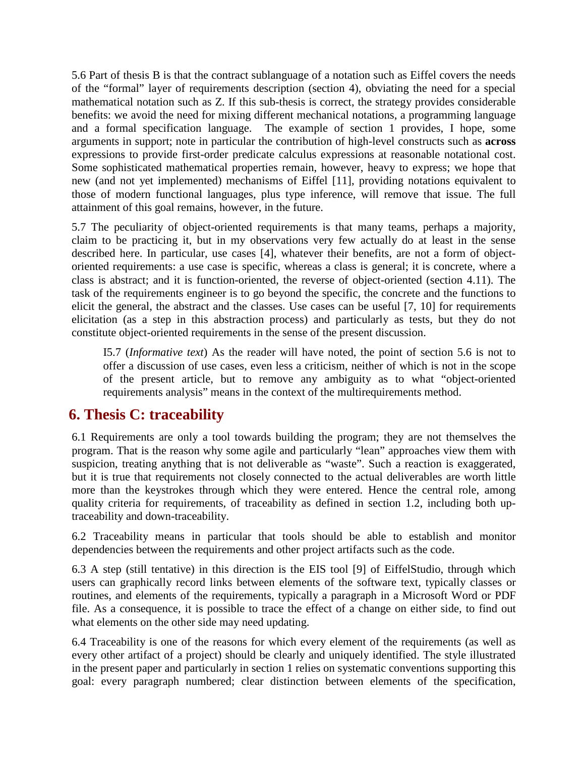5.6 Part of thesis B is that the contract sublanguage of a notation such as Eiffel covers the needs of the "formal" layer of requirements description (section 4), obviating the need for a special mathematical notation such as Z. If this sub-thesis is correct, the strategy provides considerable benefits: we avoid the need for mixing different mechanical notations, a programming language and a formal specification language. The example of section 1 provides, I hope, some arguments in support; note in particular the contribution of high-level constructs such as **across** expressions to provide first-order predicate calculus expressions at reasonable notational cost. Some sophisticated mathematical properties remain, however, heavy to express; we hope that new (and not yet implemented) mechanisms of Eiffel [11], providing notations equivalent to those of modern functional languages, plus type inference, will remove that issue. The full attainment of this goal remains, however, in the future.

5.7 The peculiarity of object-oriented requirements is that many teams, perhaps a majority, claim to be practicing it, but in my observations very few actually do at least in the sense described here. In particular, use cases [4], whatever their benefits, are not a form of object-oriented requirements: a use case is specific, whereas a class is general; it is concrete, where a class is abstract; and it is function-oriented, the reverse of object-oriented (section 4.11). The task of the requirements engineer is to go beyond the specific, the concrete and the functions to elicit the general, the abstract and the classes. Use cases can be useful [7, 10] for requirements elicitation (as a step in this abstraction process) and particularly as tests, but they do not constitute object-oriented requirements in the sense of the present discussion.

> I5.7 (*Informative text*) As the reader will have noted, the point of section 5.6 is not to offer a discussion of use cases, even less a criticism, neither of which is not in the scope of the present article, but to remove any ambiguity as to what "object-oriented requirements analysis" means in the context of the multirequirements method.

## 6. Thesis C: traceability

6.1 Requirements are only a tool towards building the program; they are not themselves the program. That is the reason why some agile and particularly "lean" approaches view them with suspicion, treating anything that is not deliverable as "waste". Such a reaction is exaggerated, but it is true that requirements not closely connected to the actual deliverables are worth little more than the keystrokes through which they were entered. Hence the central role, among quality criteria for requirements, of traceability as defined in section 1.2, including both up-traceability and down-traceability.

6.2 Traceability means in particular that tools should be able to establish and monitor dependencies between the requirements and other project artifacts such as the code.

6.3 A step (still tentative) in this direction is the EIS tool [9] of EiffelStudio, through which users can graphically record links between elements of the software text, typically classes or routines, and elements of the requirements, typically a paragraph in a Microsoft Word or PDF file. As a consequence, it is possible to trace the effect of a change on either side, to find out what elements on the other side may need updating.

6.4 Traceability is one of the reasons for which every element of the requirements (as well as every other artifact of a project) should be clearly and uniquely identified. The style illustrated in the present paper and particularly in section 1 relies on systematic conventions supporting this goal: every paragraph numbered; clear distinction between elements of the specification,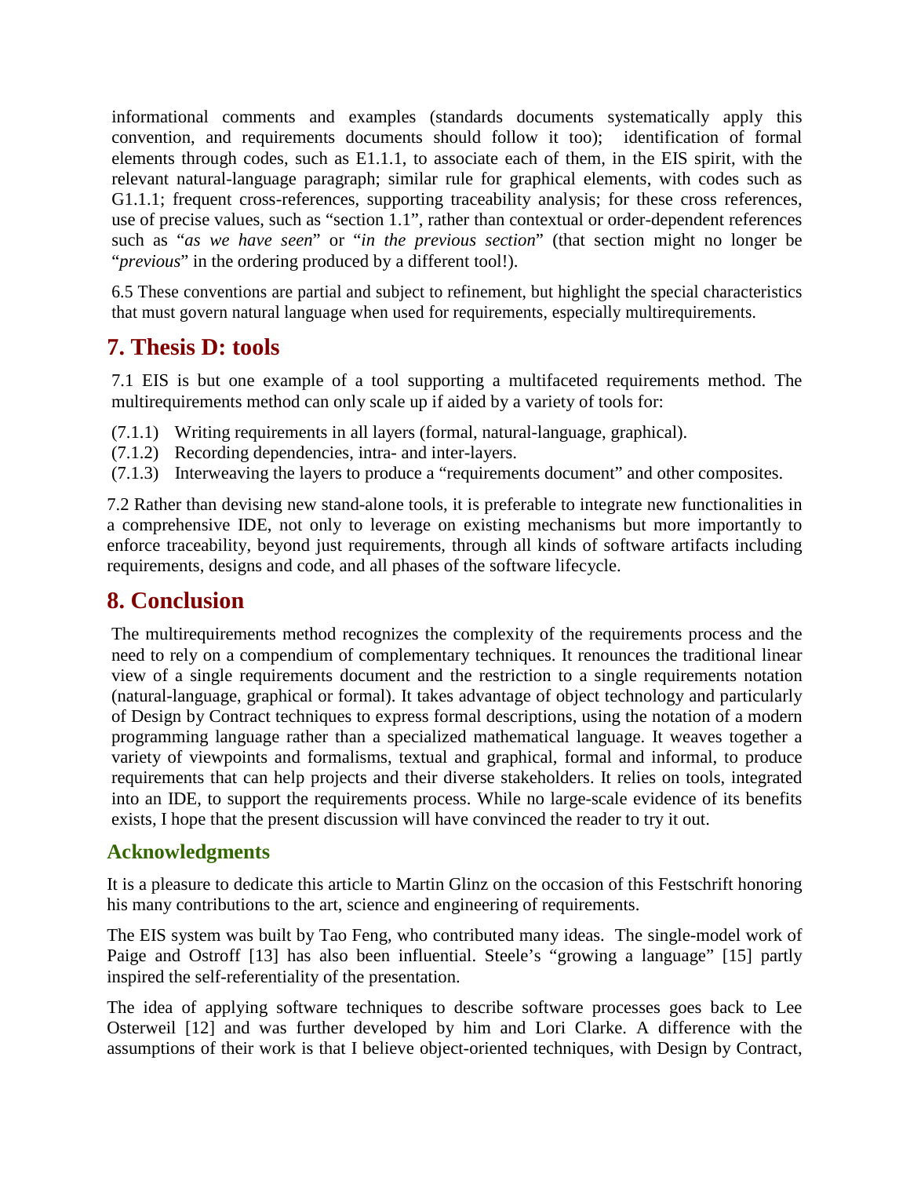informational comments and examples (standards documents systematically apply this convention, and requirements documents should follow it too); identification of formal elements through codes, such as E1.1.1, to associate each of them, in the EIS spirit, with the relevant natural-language paragraph; similar rule for graphical elements, with codes such as G1.1.1; frequent cross-references, supporting traceability analysis; for these cross references, use of precise values, such as "section 1.1", rather than contextual or order-dependent references such as "*as we have seen*" or "*in the previous section*" (that section might no longer be "*previous*" in the ordering produced by a different tool!).

6.5 These conventions are partial and subject to refinement, but highlight the special characteristics that must govern natural language when used for requirements, especially multirequirements.

## 7. Thesis D: tools

7.1 EIS is but one example of a tool supporting a multifaceted requirements method. The multirequirements method can only scale up if aided by a variety of tools for:

(7.1.1) Writing requirements in all layers (formal, natural-language, graphical).
(7.1.2) Recording dependencies, intra- and inter-layers.
(7.1.3) Interweaving the layers to produce a "requirements document" and other composites.

7.2 Rather than devising new stand-alone tools, it is preferable to integrate new functionalities in a comprehensive IDE, not only to leverage on existing mechanisms but more importantly to enforce traceability, beyond just requirements, through all kinds of software artifacts including requirements, designs and code, and all phases of the software lifecycle.

## 8. Conclusion

The multirequirements method recognizes the complexity of the requirements process and the need to rely on a compendium of complementary techniques. It renounces the traditional linear view of a single requirements document and the restriction to a single requirements notation (natural-language, graphical or formal). It takes advantage of object technology and particularly of Design by Contract techniques to express formal descriptions, using the notation of a modern programming language rather than a specialized mathematical language. It weaves together a variety of viewpoints and formalisms, textual and graphical, formal and informal, to produce requirements that can help projects and their diverse stakeholders. It relies on tools, integrated into an IDE, to support the requirements process. While no large-scale evidence of its benefits exists, I hope that the present discussion will have convinced the reader to try it out.

### Acknowledgments

It is a pleasure to dedicate this article to Martin Glinz on the occasion of this Festschrift honoring his many contributions to the art, science and engineering of requirements.

The EIS system was built by Tao Feng, who contributed many ideas. The single-model work of Paige and Ostroff [13] has also been influential. Steele's "growing a language" [15] partly inspired the self-referentiality of the presentation.

The idea of applying software techniques to describe software processes goes back to Lee Osterweil [12] and was further developed by him and Lori Clarke. A difference with the assumptions of their work is that I believe object-oriented techniques, with Design by Contract,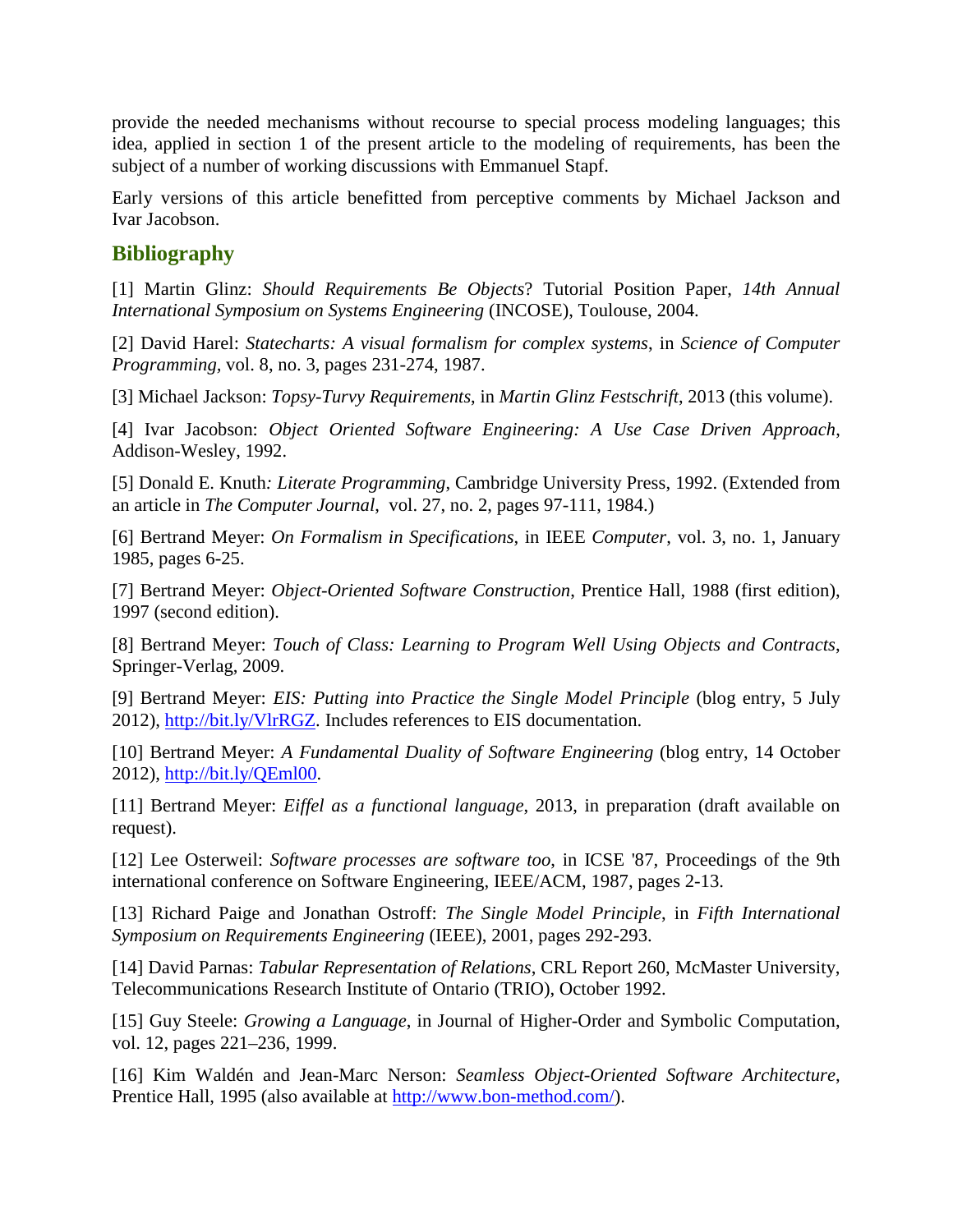provide the needed mechanisms without recourse to special process modeling languages; this idea, applied in section 1 of the present article to the modeling of requirements, has been the subject of a number of working discussions with Emmanuel Stapf.

Early versions of this article benefitted from perceptive comments by Michael Jackson and Ivar Jacobson.

## Bibliography

[1] Martin Glinz: *Should Requirements Be Objects*? Tutorial Position Paper, *14th Annual International Symposium on Systems Engineering* (INCOSE), Toulouse, 2004.

[2] David Harel: *Statecharts: A visual formalism for complex systems*, in *Science of Computer Programming*, vol. 8, no. 3, pages 231-274, 1987.

[3] Michael Jackson: *Topsy-Turvy Requirements*, in *Martin Glinz Festschrift*, 2013 (this volume).

[4] Ivar Jacobson: *Object Oriented Software Engineering: A Use Case Driven Approach*, Addison-Wesley, 1992.

[5] Donald E. Knuth*: Literate Programming*, Cambridge University Press, 1992. (Extended from an article in *The Computer Journal*, vol. 27, no. 2, pages 97-111, 1984.)

[6] Bertrand Meyer: *On Formalism in Specifications*, in IEEE *Computer*, vol. 3, no. 1, January 1985, pages 6-25.

[7] Bertrand Meyer: *Object-Oriented Software Construction*, Prentice Hall, 1988 (first edition), 1997 (second edition).

[8] Bertrand Meyer: *Touch of Class: Learning to Program Well Using Objects and Contracts*, Springer-Verlag, 2009.

[9] Bertrand Meyer: *EIS: Putting into Practice the Single Model Principle* (blog entry, 5 July 2012), http://bit.ly/VlrRGZ. Includes references to EIS documentation.

[10] Bertrand Meyer: *A Fundamental Duality of Software Engineering* (blog entry, 14 October 2012), http://bit.ly/QEml00.

[11] Bertrand Meyer: *Eiffel as a functional language*, 2013, in preparation (draft available on request).

[12] Lee Osterweil: *Software processes are software too*, in ICSE '87, Proceedings of the 9th international conference on Software Engineering, IEEE/ACM, 1987, pages 2-13.

[13] Richard Paige and Jonathan Ostroff: *The Single Model Principle*, in *Fifth International Symposium on Requirements Engineering* (IEEE), 2001, pages 292-293.

[14] David Parnas: *Tabular Representation of Relations*, CRL Report 260, McMaster University, Telecommunications Research Institute of Ontario (TRIO), October 1992.

[15] Guy Steele: *Growing a Language*, in Journal of Higher-Order and Symbolic Computation, vol. 12, pages 221–236, 1999.

[16] Kim Waldén and Jean-Marc Nerson: *Seamless Object-Oriented Software Architecture*, Prentice Hall, 1995 (also available at http://www.bon-method.com/).